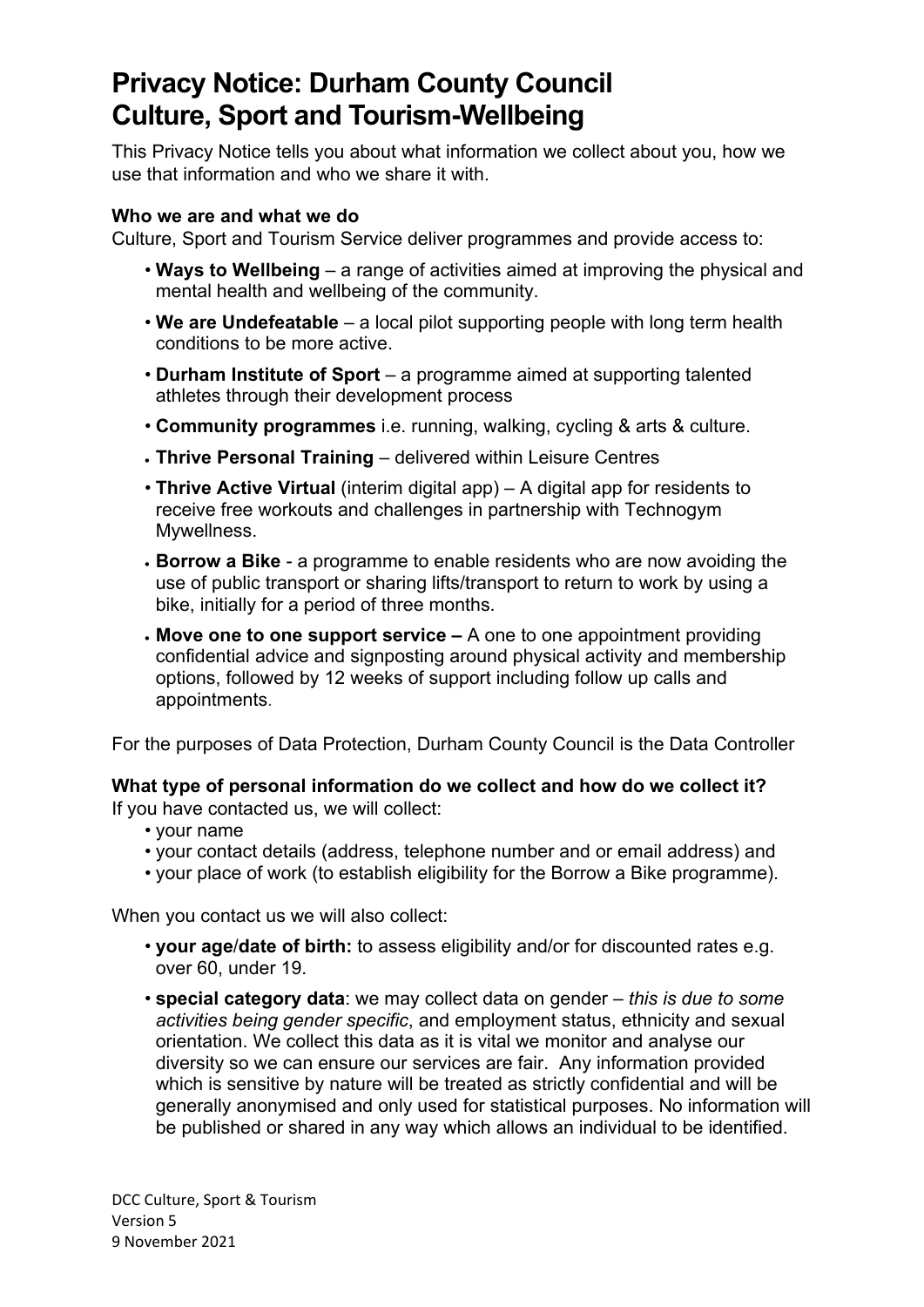# Privacy Notice: Durham County Council Culture, Sport and Tourism-Wellbeing

This Privacy Notice tells you about what information we collect about you, how we use that information and who we share it with.

**Who we are and what we do**

Culture, Sport and Tourism Service deliver programmes and provide access to:

- **Ways to Wellbeing** – a range of activities aimed at improving the physical and mental health and wellbeing of the community.
- **We are Undefeatable** – a local pilot supporting people with long term health conditions to be more active.
- **Durham Institute of Sport** – a programme aimed at supporting talented athletes through their development process
- **Community programmes** i.e. running, walking, cycling & arts & culture.
- **Thrive Personal Training** – delivered within Leisure Centres
- **Thrive Active Virtual** (interim digital app) – A digital app for residents to receive free workouts and challenges in partnership with Technogym Mywellness.
- **Borrow a Bike** - a programme to enable residents who are now avoiding the use of public transport or sharing lifts/transport to return to work by using a bike, initially for a period of three months.
- **Move one to one support service –** A one to one appointment providing confidential advice and signposting around physical activity and membership options, followed by 12 weeks of support including follow up calls and appointments.

For the purposes of Data Protection, Durham County Council is the Data Controller

**What type of personal information do we collect and how do we collect it?**

If you have contacted us, we will collect:

- your name
- your contact details (address, telephone number and or email address) and
- your place of work (to establish eligibility for the Borrow a Bike programme).

When you contact us we will also collect:

- **your age/date of birth:** to assess eligibility and/or for discounted rates e.g. over 60, under 19.
- **special category data**: we may collect data on gender – *this is due to some activities being gender specific*, and employment status, ethnicity and sexual orientation. We collect this data as it is vital we monitor and analyse our diversity so we can ensure our services are fair. Any information provided which is sensitive by nature will be treated as strictly confidential and will be generally anonymised and only used for statistical purposes. No information will be published or shared in any way which allows an individual to be identified.

DCC Culture, Sport & Tourism
Version 5
9 November 2021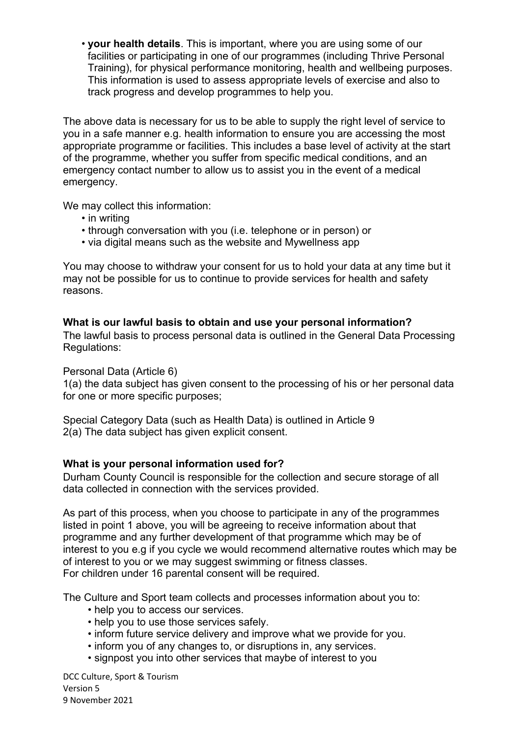- **your health details**. This is important, where you are using some of our facilities or participating in one of our programmes (including Thrive Personal Training), for physical performance monitoring, health and wellbeing purposes. This information is used to assess appropriate levels of exercise and also to track progress and develop programmes to help you.

The above data is necessary for us to be able to supply the right level of service to you in a safe manner e.g. health information to ensure you are accessing the most appropriate programme or facilities. This includes a base level of activity at the start of the programme, whether you suffer from specific medical conditions, and an emergency contact number to allow us to assist you in the event of a medical emergency.

We may collect this information:

- in writing
- through conversation with you (i.e. telephone or in person) or
- via digital means such as the website and Mywellness app

You may choose to withdraw your consent for us to hold your data at any time but it may not be possible for us to continue to provide services for health and safety reasons.

**What is our lawful basis to obtain and use your personal information?**

The lawful basis to process personal data is outlined in the General Data Processing Regulations:

Personal Data (Article 6)
1(a) the data subject has given consent to the processing of his or her personal data for one or more specific purposes;

Special Category Data (such as Health Data) is outlined in Article 9
2(a) The data subject has given explicit consent.

**What is your personal information used for?**

Durham County Council is responsible for the collection and secure storage of all data collected in connection with the services provided.

As part of this process, when you choose to participate in any of the programmes listed in point 1 above, you will be agreeing to receive information about that programme and any further development of that programme which may be of interest to you e.g if you cycle we would recommend alternative routes which may be of interest to you or we may suggest swimming or fitness classes.
For children under 16 parental consent will be required.

The Culture and Sport team collects and processes information about you to:

- help you to access our services.
- help you to use those services safely.
- inform future service delivery and improve what we provide for you.
- inform you of any changes to, or disruptions in, any services.
- signpost you into other services that maybe of interest to you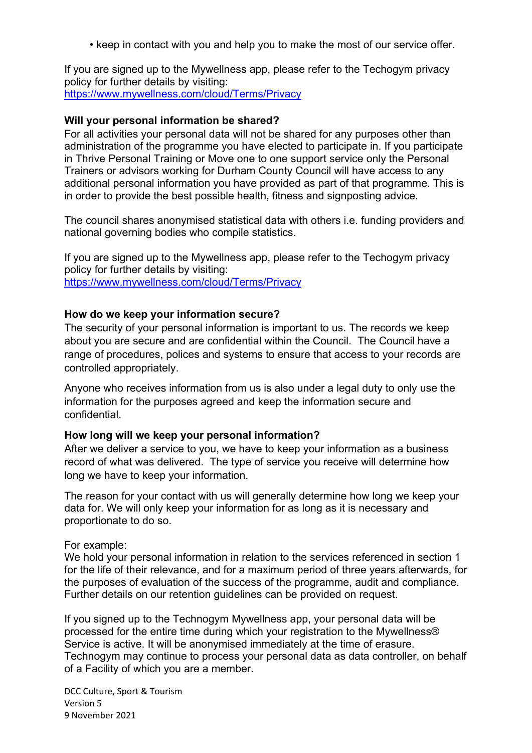- keep in contact with you and help you to make the most of our service offer.

If you are signed up to the Mywellness app, please refer to the Techogym privacy policy for further details by visiting:
https://www.mywellness.com/cloud/Terms/Privacy

**Will your personal information be shared?**
For all activities your personal data will not be shared for any purposes other than administration of the programme you have elected to participate in. If you participate in Thrive Personal Training or Move one to one support service only the Personal Trainers or advisors working for Durham County Council will have access to any additional personal information you have provided as part of that programme. This is in order to provide the best possible health, fitness and signposting advice.

The council shares anonymised statistical data with others i.e. funding providers and national governing bodies who compile statistics.

If you are signed up to the Mywellness app, please refer to the Techogym privacy policy for further details by visiting:
https://www.mywellness.com/cloud/Terms/Privacy

**How do we keep your information secure?**
The security of your personal information is important to us. The records we keep about you are secure and are confidential within the Council. The Council have a range of procedures, polices and systems to ensure that access to your records are controlled appropriately.

Anyone who receives information from us is also under a legal duty to only use the information for the purposes agreed and keep the information secure and confidential.

**How long will we keep your personal information?**
After we deliver a service to you, we have to keep your information as a business record of what was delivered. The type of service you receive will determine how long we have to keep your information.

The reason for your contact with us will generally determine how long we keep your data for. We will only keep your information for as long as it is necessary and proportionate to do so.

For example:
We hold your personal information in relation to the services referenced in section 1 for the life of their relevance, and for a maximum period of three years afterwards, for the purposes of evaluation of the success of the programme, audit and compliance. Further details on our retention guidelines can be provided on request.

If you signed up to the Technogym Mywellness app, your personal data will be processed for the entire time during which your registration to the Mywellness® Service is active. It will be anonymised immediately at the time of erasure. Technogym may continue to process your personal data as data controller, on behalf of a Facility of which you are a member.

DCC Culture, Sport & Tourism
Version 5
9 November 2021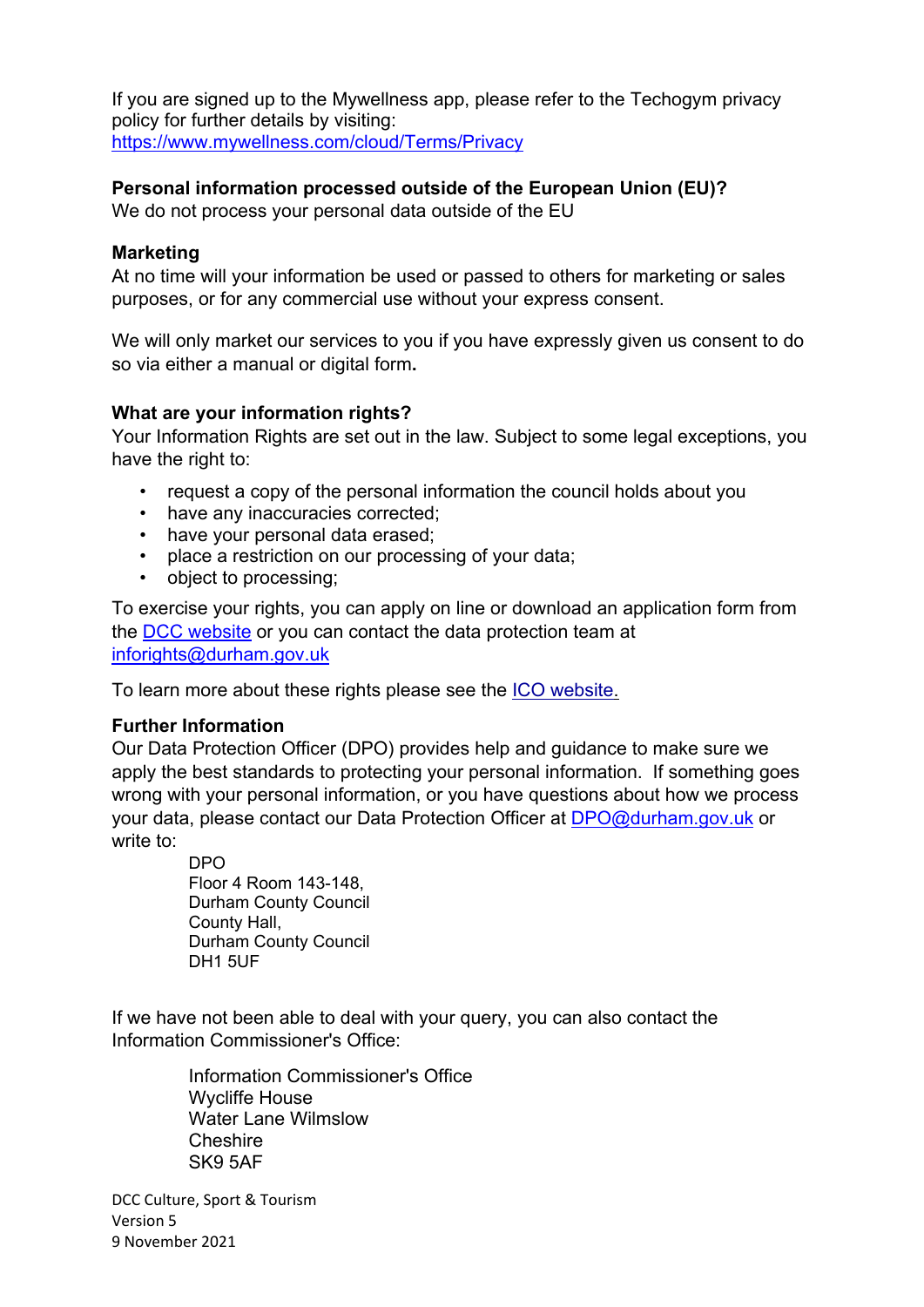If you are signed up to the Mywellness app, please refer to the Techogym privacy policy for further details by visiting:
[https://www.mywellness.com/cloud/Terms/Privacy](https://www.mywellness.com/cloud/Terms/Privacy)

**Personal information processed outside of the European Union (EU)?**
We do not process your personal data outside of the EU

**Marketing**
At no time will your information be used or passed to others for marketing or sales purposes, or for any commercial use without your express consent.

We will only market our services to you if you have expressly given us consent to do so via either a manual or digital form**.**

**What are your information rights?**
Your Information Rights are set out in the law. Subject to some legal exceptions, you have the right to:

- request a copy of the personal information the council holds about you
- have any inaccuracies corrected;
- have your personal data erased;
- place a restriction on our processing of your data;
- object to processing;

To exercise your rights, you can apply on line or download an application form from the DCC website or you can contact the data protection team at inforights@durham.gov.uk

To learn more about these rights please see the ICO website.

**Further Information**
Our Data Protection Officer (DPO) provides help and guidance to make sure we apply the best standards to protecting your personal information. If something goes wrong with your personal information, or you have questions about how we process your data, please contact our Data Protection Officer at DPO@durham.gov.uk or write to:

DPO
Floor 4 Room 143-148,
Durham County Council
County Hall,
Durham County Council
DH1 5UF

If we have not been able to deal with your query, you can also contact the Information Commissioner's Office:

Information Commissioner's Office
Wycliffe House
Water Lane Wilmslow
Cheshire
SK9 5AF

DCC Culture, Sport & Tourism
Version 5
9 November 2021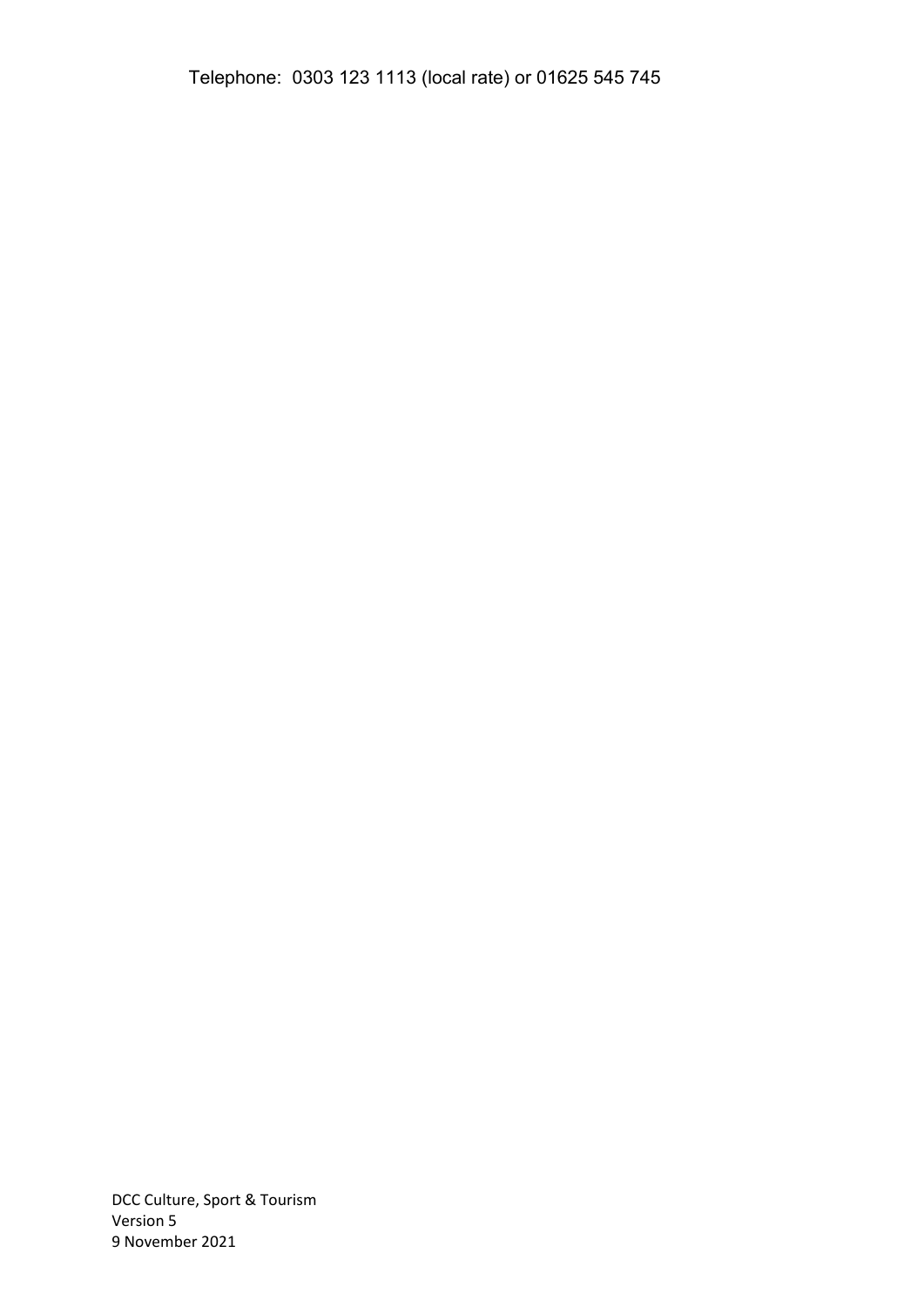Telephone: 0303 123 1113 (local rate) or 01625 545 745

DCC Culture, Sport & Tourism
Version 5
9 November 2021